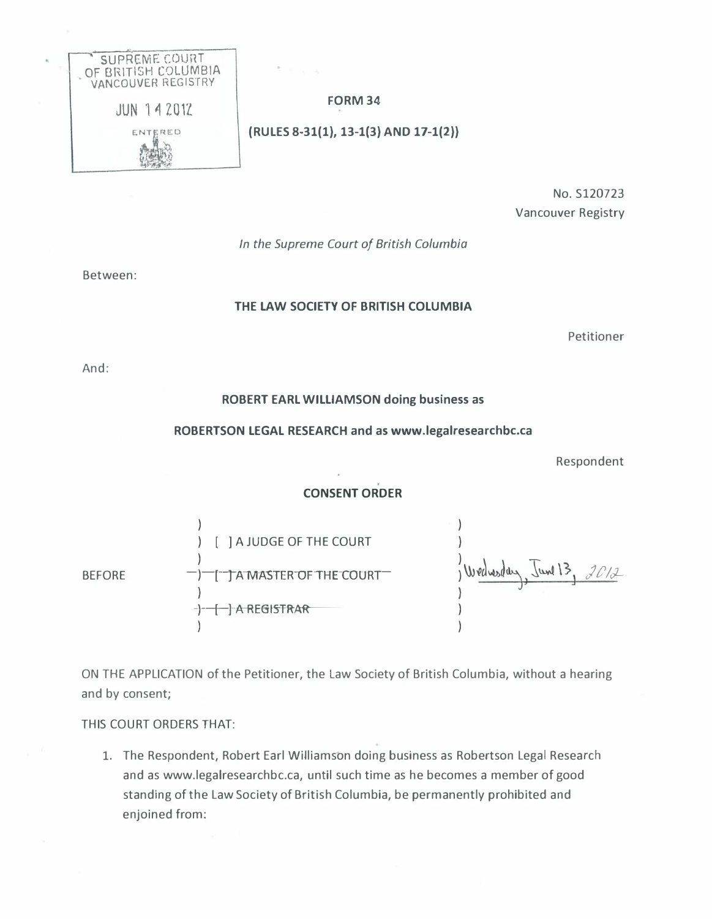SUPREME COURT OF BRITISH COLUMBIA VANCOUVER REGISTRY

JUN 14 2012

ENTERED

**FORM 34**

**(RULES 8-31(1), 13-1(3) AND 17-1(2))**

No. S120723
Vancouver Registry

*In the Supreme Court of British Columbia*

Between:

**THE LAW SOCIETY OF BRITISH COLUMBIA**

Petitioner

And:

**ROBERT EARL WILLIAMSON doing business as**

**ROBERTSON LEGAL RESEARCH and as www.legalresearchbc.ca**

Respondent

**CONSENT ORDER**

| | | |
|---|---|---|
| BEFORE | [ ] A JUDGE OF THE COURT | Wednesday, June 13, 2012 |
| | ~~[ ] A MASTER OF THE COURT~~ | |
| | ~~[ ] A REGISTRAR~~ | |

ON THE APPLICATION of the Petitioner, the Law Society of British Columbia, without a hearing and by consent;

THIS COURT ORDERS THAT:

1. The Respondent, Robert Earl Williamson doing business as Robertson Legal Research and as www.legalresearchbc.ca, until such time as he becomes a member of good standing of the Law Society of British Columbia, be permanently prohibited and enjoined from: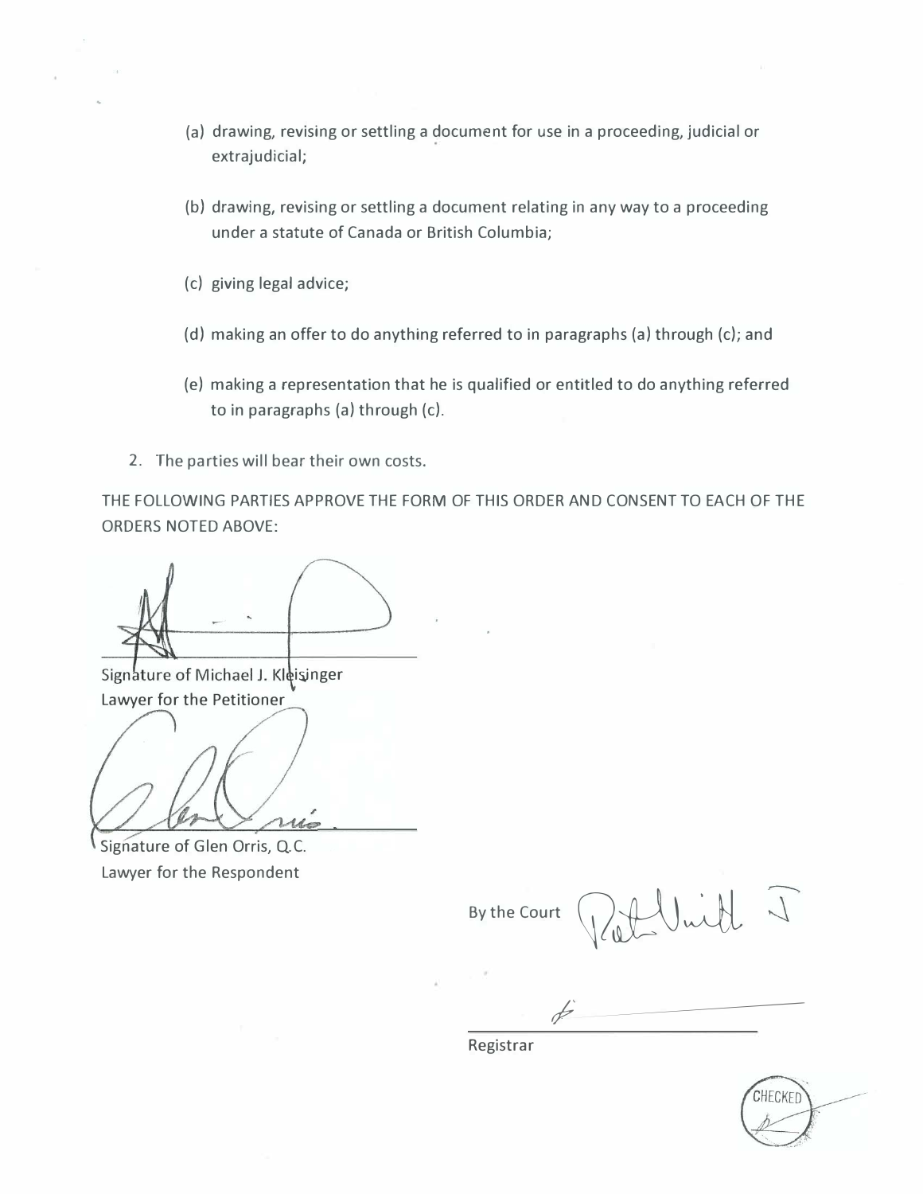(a) drawing, revising or settling a document for use in a proceeding, judicial or extrajudicial;

(b) drawing, revising or settling a document relating in any way to a proceeding under a statute of Canada or British Columbia;

(c) giving legal advice;

(d) making an offer to do anything referred to in paragraphs (a) through (c); and

(e) making a representation that he is qualified or entitled to do anything referred to in paragraphs (a) through (c).

2. The parties will bear their own costs.

THE FOLLOWING PARTIES APPROVE THE FORM OF THIS ORDER AND CONSENT TO EACH OF THE ORDERS NOTED ABOVE:

\_\_\_\_\_\_\_\_\_\_\_\_\_\_\_\_\_\_\_\_\_\_\_\_\_\_\_\_\_\_
Signature of Michael J. Kleisinger
Lawyer for the Petitioner

\_\_\_\_\_\_\_\_\_\_\_\_\_\_\_\_\_\_\_\_\_\_\_\_\_\_\_\_\_\_
Signature of Glen Orris, Q.C.
Lawyer for the Respondent

By the Court

\_\_\_\_\_\_\_\_\_\_\_\_\_\_\_\_\_\_\_\_\_\_\_\_\_\_\_\_\_\_
Registrar

CHECKED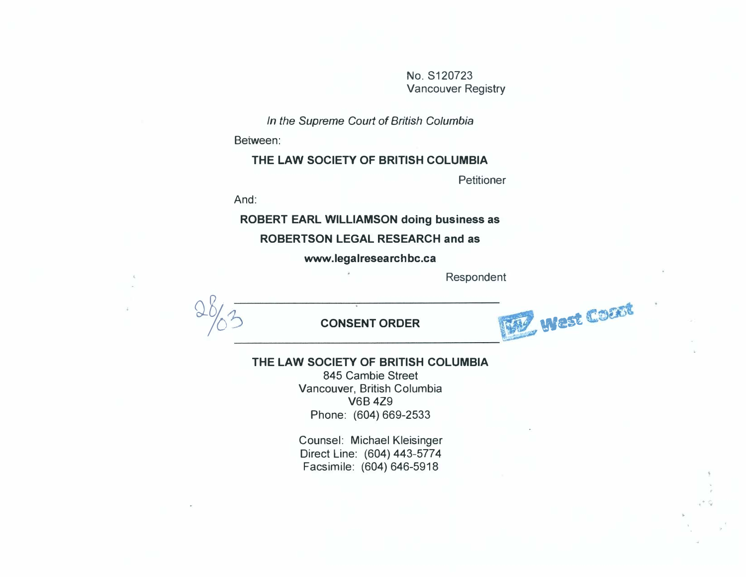No. S120723
Vancouver Registry

*In the Supreme Court of British Columbia*

Between:

**THE LAW SOCIETY OF BRITISH COLUMBIA**

Petitioner

And:

**ROBERT EARL WILLIAMSON doing business as**

**ROBERTSON LEGAL RESEARCH and as**

**www.legalresearchbc.ca**

Respondent

28/03

**CONSENT ORDER**

West Coast

**THE LAW SOCIETY OF BRITISH COLUMBIA**
845 Cambie Street
Vancouver, British Columbia
V6B 4Z9
Phone: (604) 669-2533

Counsel: Michael Kleisinger
Direct Line: (604) 443-5774
Facsimile: (604) 646-5918